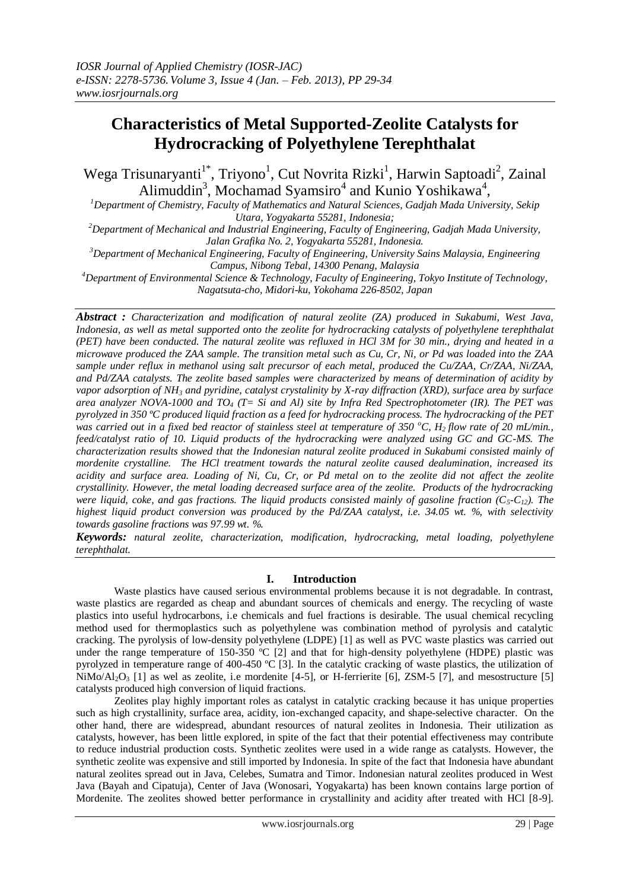# Characteristics of Metal Supported-Zeolite Catalysts for Hydrocracking of Polyethylene Terephthalat

Wega Trisunaryanti[1*], Triyono[1], Cut Novrita Rizki[1], Harwin Saptoadi[2], Zainal Alimuddin[3], Mochamad Syamsiro[4] and Kunio Yoshikawa[4],

[1]Department of Chemistry, Faculty of Mathematics and Natural Sciences, Gadjah Mada University, Sekip Utara, Yogyakarta 55281, Indonesia;

[2]Department of Mechanical and Industrial Engineering, Faculty of Engineering, Gadjah Mada University, Jalan Grafika No. 2, Yogyakarta 55281, Indonesia.

[3]Department of Mechanical Engineering, Faculty of Engineering, University Sains Malaysia, Engineering Campus, Nibong Tebal, 14300 Penang, Malaysia

[4]Department of Environmental Science & Technology, Faculty of Engineering, Tokyo Institute of Technology, Nagatsuta-cho, Midori-ku, Yokohama 226-8502, Japan

***Abstract :*** *Characterization and modification of natural zeolite (ZA) produced in Sukabumi, West Java, Indonesia, as well as metal supported onto the zeolite for hydrocracking catalysts of polyethylene terephthalat (PET) have been conducted. The natural zeolite was refluxed in HCl 3M for 30 min., drying and heated in a microwave produced the ZAA sample. The transition metal such as Cu, Cr, Ni, or Pd was loaded into the ZAA sample under reflux in methanol using salt precursor of each metal, produced the Cu/ZAA, Cr/ZAA, Ni/ZAA, and Pd/ZAA catalysts. The zeolite based samples were characterized by means of determination of acidity by vapor adsorption of $NH_3$ and pyridine, catalyst crystalinity by X-ray diffraction (XRD), surface area by surface area analyzer NOVA-1000 and $TO_4$ (T= Si and Al) site by Infra Red Spectrophotometer (IR). The PET was pyrolyzed in 350 ºC produced liquid fraction as a feed for hydrocracking process. The hydrocracking of the PET was carried out in a fixed bed reactor of stainless steel at temperature of 350 $^oC$, $H_2$ flow rate of 20 mL/min., feed/catalyst ratio of 10. Liquid products of the hydrocracking were analyzed using GC and GC-MS. The characterization results showed that the Indonesian natural zeolite produced in Sukabumi consisted mainly of mordenite crystalline. The HCl treatment towards the natural zeolite caused dealumination, increased its acidity and surface area. Loading of Ni, Cu, Cr, or Pd metal on to the zeolite did not affect the zeolite crystallinity. However, the metal loading decreased surface area of the zeolite. Products of the hydrocracking were liquid, coke, and gas fractions. The liquid products consisted mainly of gasoline fraction ($C_5$-$C_{12}$). The highest liquid product conversion was produced by the Pd/ZAA catalyst, i.e. 34.05 wt. %, with selectivity towards gasoline fractions was 97.99 wt. %.*

***Keywords:*** *natural zeolite, characterization, modification, hydrocracking, metal loading, polyethylene terephthalat.*

## I. Introduction

Waste plastics have caused serious environmental problems because it is not degradable. In contrast, waste plastics are regarded as cheap and abundant sources of chemicals and energy. The recycling of waste plastics into useful hydrocarbons, i.e chemicals and fuel fractions is desirable. The usual chemical recycling method used for thermoplastics such as polyethylene was combination method of pyrolysis and catalytic cracking. The pyrolysis of low-density polyethylene (LDPE) [1] as well as PVC waste plastics was carried out under the range temperature of 150-350 ºC [2] and that for high-density polyethylene (HDPE) plastic was pyrolyzed in temperature range of 400-450 ºC [3]. In the catalytic cracking of waste plastics, the utilization of $NiMo/Al_2O_3$ [1] as wel as zeolite, i.e mordenite [4-5], or H-ferrierite [6], ZSM-5 [7], and mesostructure [5] catalysts produced high conversion of liquid fractions.

Zeolites play highly important roles as catalyst in catalytic cracking because it has unique properties such as high crystallinity, surface area, acidity, ion-exchanged capacity, and shape-selective character. On the other hand, there are widespread, abundant resources of natural zeolites in Indonesia. Their utilization as catalysts, however, has been little explored, in spite of the fact that their potential effectiveness may contribute to reduce industrial production costs. Synthetic zeolites were used in a wide range as catalysts. However, the synthetic zeolite was expensive and still imported by Indonesia. In spite of the fact that Indonesia have abundant natural zeolites spread out in Java, Celebes, Sumatra and Timor. Indonesian natural zeolites produced in West Java (Bayah and Cipatuja), Center of Java (Wonosari, Yogyakarta) has been known contains large portion of Mordenite. The zeolites showed better performance in crystallinity and acidity after treated with HCl [8-9].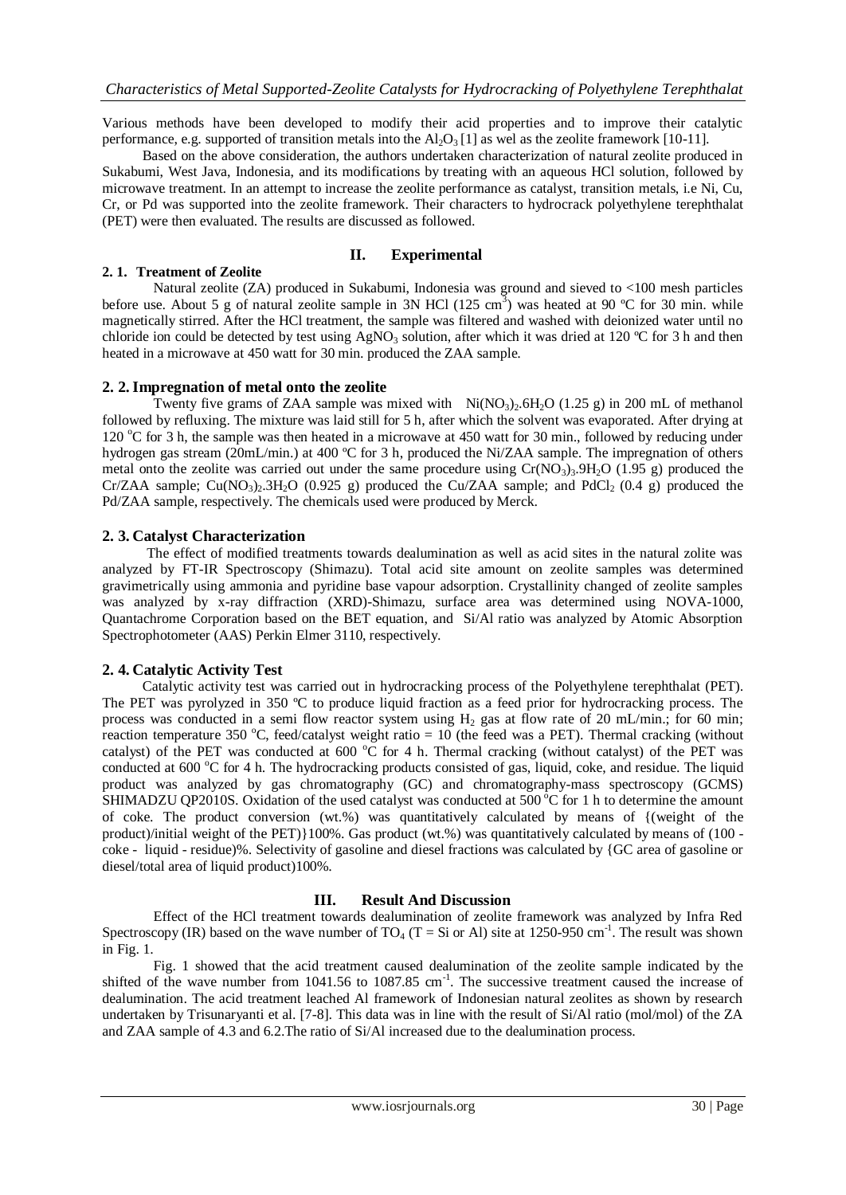Various methods have been developed to modify their acid properties and to improve their catalytic performance, e.g. supported of transition metals into the $Al_2O_3$ [1] as wel as the zeolite framework [10-11].

Based on the above consideration, the authors undertaken characterization of natural zeolite produced in Sukabumi, West Java, Indonesia, and its modifications by treating with an aqueous HCl solution, followed by microwave treatment. In an attempt to increase the zeolite performance as catalyst, transition metals, i.e Ni, Cu, Cr, or Pd was supported into the zeolite framework. Their characters to hydrocrack polyethylene terephthalat (PET) were then evaluated. The results are discussed as followed.

## II. Experimental

### 2. 1. Treatment of Zeolite

Natural zeolite (ZA) produced in Sukabumi, Indonesia was ground and sieved to <100 mesh particles before use. About 5 g of natural zeolite sample in 3N HCl (125 $cm^3$) was heated at 90 ºC for 30 min. while magnetically stirred. After the HCl treatment, the sample was filtered and washed with deionized water until no chloride ion could be detected by test using $AgNO_3$ solution, after which it was dried at 120 ºC for 3 h and then heated in a microwave at 450 watt for 30 min. produced the ZAA sample.

### 2. 2. Impregnation of metal onto the zeolite

Twenty five grams of ZAA sample was mixed with $Ni(NO_3)_2.6H_2O$ (1.25 g) in 200 mL of methanol followed by refluxing. The mixture was laid still for 5 h, after which the solvent was evaporated. After drying at 120 °C for 3 h, the sample was then heated in a microwave at 450 watt for 30 min., followed by reducing under hydrogen gas stream (20mL/min.) at 400 ºC for 3 h, produced the Ni/ZAA sample. The impregnation of others metal onto the zeolite was carried out under the same procedure using $Cr(NO_3)_3.9H_2O$ (1.95 g) produced the Cr/ZAA sample; $Cu(NO_3)_2.3H_2O$ (0.925 g) produced the Cu/ZAA sample; and $PdCl_2$ (0.4 g) produced the Pd/ZAA sample, respectively. The chemicals used were produced by Merck.

### 2. 3. Catalyst Characterization

The effect of modified treatments towards dealumination as well as acid sites in the natural zolite was analyzed by FT-IR Spectroscopy (Shimazu). Total acid site amount on zeolite samples was determined gravimetrically using ammonia and pyridine base vapour adsorption. Crystallinity changed of zeolite samples was analyzed by x-ray diffraction (XRD)-Shimazu, surface area was determined using NOVA-1000, Quantachrome Corporation based on the BET equation, and Si/Al ratio was analyzed by Atomic Absorption Spectrophotometer (AAS) Perkin Elmer 3110, respectively.

### 2. 4. Catalytic Activity Test

Catalytic activity test was carried out in hydrocracking process of the Polyethylene terephthalat (PET). The PET was pyrolyzed in 350 ºC to produce liquid fraction as a feed prior for hydrocracking process. The process was conducted in a semi flow reactor system using $H_2$ gas at flow rate of 20 mL/min.; for 60 min; reaction temperature 350 °C, feed/catalyst weight ratio = 10 (the feed was a PET). Thermal cracking (without catalyst) of the PET was conducted at 600 °C for 4 h. Thermal cracking (without catalyst) of the PET was conducted at 600 °C for 4 h. The hydrocracking products consisted of gas, liquid, coke, and residue. The liquid product was analyzed by gas chromatography (GC) and chromatography-mass spectroscopy (GCMS) SHIMADZU QP2010S. Oxidation of the used catalyst was conducted at 500 °C for 1 h to determine the amount of coke. The product conversion (wt.%) was quantitatively calculated by means of {(weight of the product)/initial weight of the PET)}100%. Gas product (wt.%) was quantitatively calculated by means of (100 - coke - liquid - residue)%. Selectivity of gasoline and diesel fractions was calculated by {GC area of gasoline or diesel/total area of liquid product)100%.

## III. Result And Discussion

Effect of the HCl treatment towards dealumination of zeolite framework was analyzed by Infra Red Spectroscopy (IR) based on the wave number of $TO_4$ (T = Si or Al) site at 1250-950 $cm^{-1}$. The result was shown in Fig. 1.

Fig. 1 showed that the acid treatment caused dealumination of the zeolite sample indicated by the shifted of the wave number from 1041.56 to 1087.85 $cm^{-1}$. The successive treatment caused the increase of dealumination. The acid treatment leached Al framework of Indonesian natural zeolites as shown by research undertaken by Trisunaryanti et al. [7-8]. This data was in line with the result of Si/Al ratio (mol/mol) of the ZA and ZAA sample of 4.3 and 6.2.The ratio of Si/Al increased due to the dealumination process.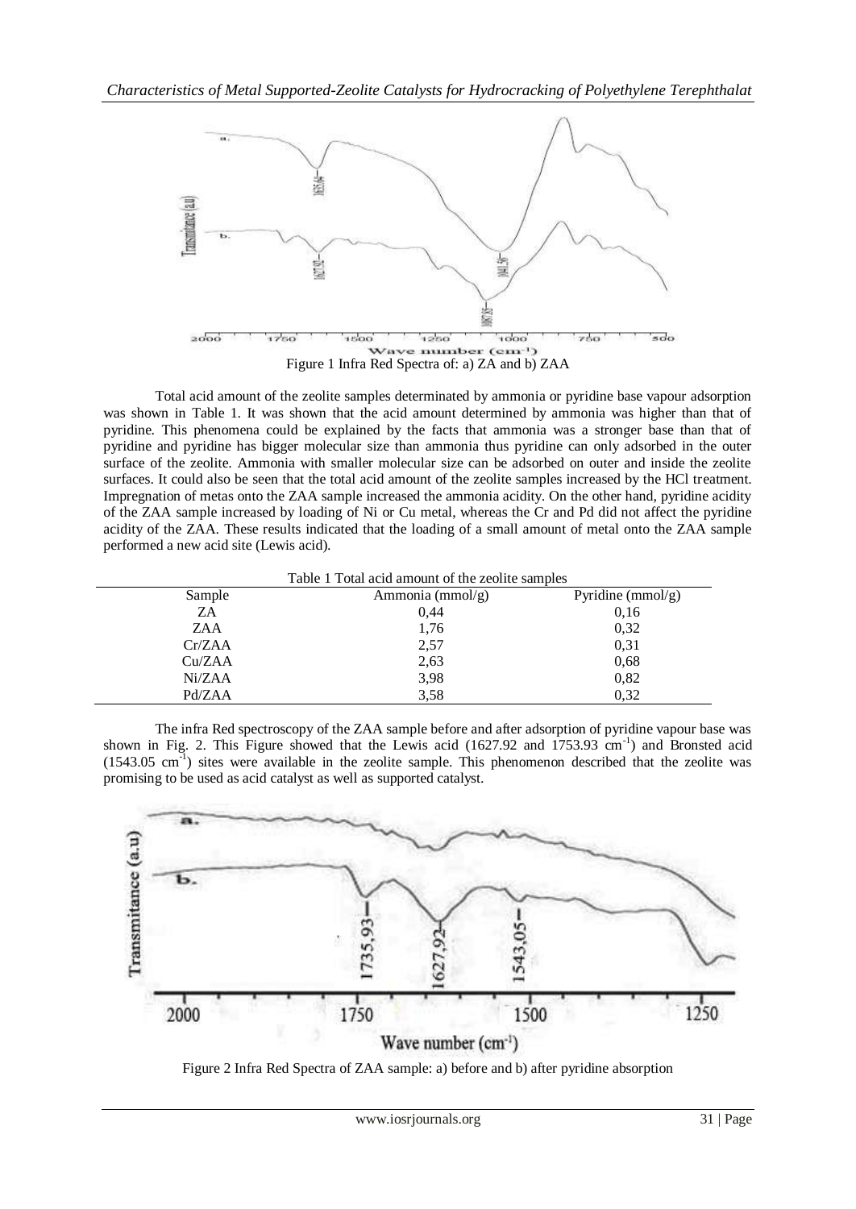Figure 1 Infra Red Spectra of: a) ZA and b) ZAA

Total acid amount of the zeolite samples determinated by ammonia or pyridine base vapour adsorption was shown in Table 1. It was shown that the acid amount determined by ammonia was higher than that of pyridine. This phenomena could be explained by the facts that ammonia was a stronger base than that of pyridine and pyridine has bigger molecular size than ammonia thus pyridine can only adsorbed in the outer surface of the zeolite. Ammonia with smaller molecular size can be adsorbed on outer and inside the zeolite surfaces. It could also be seen that the total acid amount of the zeolite samples increased by the HCl treatment. Impregnation of metas onto the ZAA sample increased the ammonia acidity. On the other hand, pyridine acidity of the ZAA sample increased by loading of Ni or Cu metal, whereas the Cr and Pd did not affect the pyridine acidity of the ZAA. These results indicated that the loading of a small amount of metal onto the ZAA sample performed a new acid site (Lewis acid).

Table 1 Total acid amount of the zeolite samples

| Sample | Ammonia (mmol/g) | Pyridine (mmol/g) |
|---|---|---|
| ZA | 0,44 | 0,16 |
| ZAA | 1,76 | 0,32 |
| Cr/ZAA | 2,57 | 0,31 |
| Cu/ZAA | 2,63 | 0,68 |
| Ni/ZAA | 3,98 | 0,82 |
| Pd/ZAA | 3,58 | 0,32 |

The infra Red spectroscopy of the ZAA sample before and after adsorption of pyridine vapour base was shown in Fig. 2. This Figure showed that the Lewis acid (1627.92 and 1753.93 $cm^{-1}$) and Bronsted acid (1543.05 $cm^{-1}$) sites were available in the zeolite sample. This phenomenon described that the zeolite was promising to be used as acid catalyst as well as supported catalyst.

Figure 2 Infra Red Spectra of ZAA sample: a) before and b) after pyridine absorption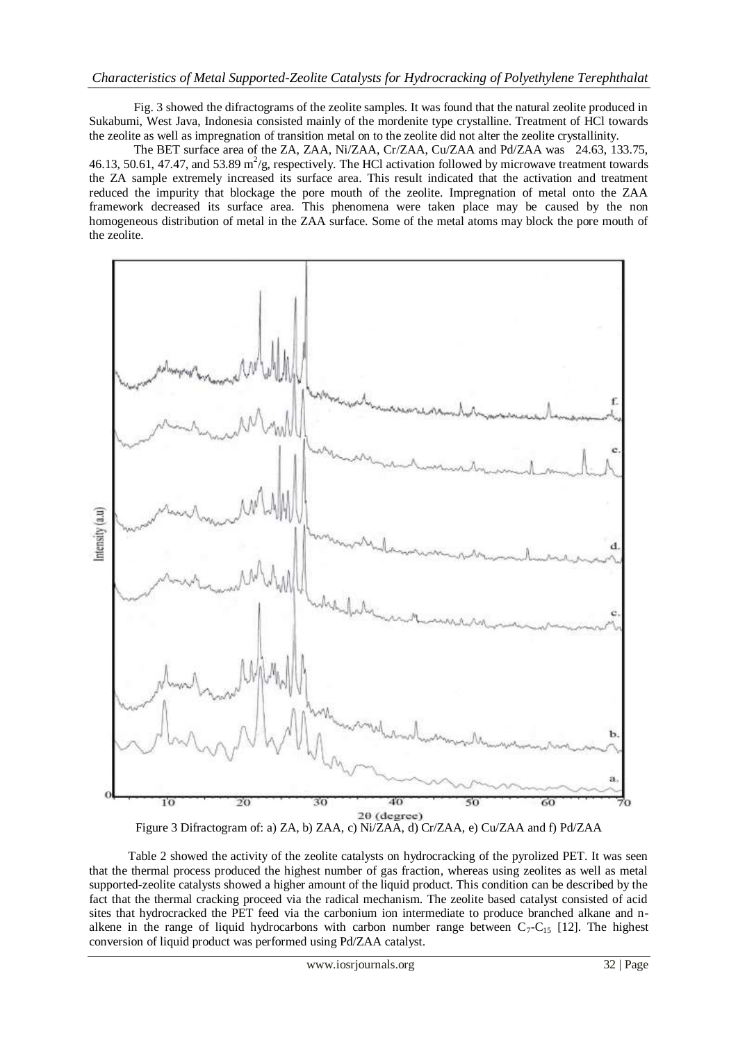Fig. 3 showed the difractograms of the zeolite samples. It was found that the natural zeolite produced in Sukabumi, West Java, Indonesia consisted mainly of the mordenite type crystalline. Treatment of HCl towards the zeolite as well as impregnation of transition metal on to the zeolite did not alter the zeolite crystallinity.

The BET surface area of the ZA, ZAA, Ni/ZAA, Cr/ZAA, Cu/ZAA and Pd/ZAA was 24.63, 133.75, 46.13, 50.61, 47.47, and 53.89 $m^2$/g, respectively. The HCl activation followed by microwave treatment towards the ZA sample extremely increased its surface area. This result indicated that the activation and treatment reduced the impurity that blockage the pore mouth of the zeolite. Impregnation of metal onto the ZAA framework decreased its surface area. This phenomena were taken place may be caused by the non homogeneous distribution of metal in the ZAA surface. Some of the metal atoms may block the pore mouth of the zeolite.

Figure 3 Difractogram of: a) ZA, b) ZAA, c) Ni/ZAA, d) Cr/ZAA, e) Cu/ZAA and f) Pd/ZAA

Table 2 showed the activity of the zeolite catalysts on hydrocracking of the pyrolized PET. It was seen that the thermal process produced the highest number of gas fraction, whereas using zeolites as well as metal supported-zeolite catalysts showed a higher amount of the liquid product. This condition can be described by the fact that the thermal cracking proceed via the radical mechanism. The zeolite based catalyst consisted of acid sites that hydrocracked the PET feed via the carbonium ion intermediate to produce branched alkane and n-alkene in the range of liquid hydrocarbons with carbon number range between $C_7$-$C_{15}$ [12]. The highest conversion of liquid product was performed using Pd/ZAA catalyst.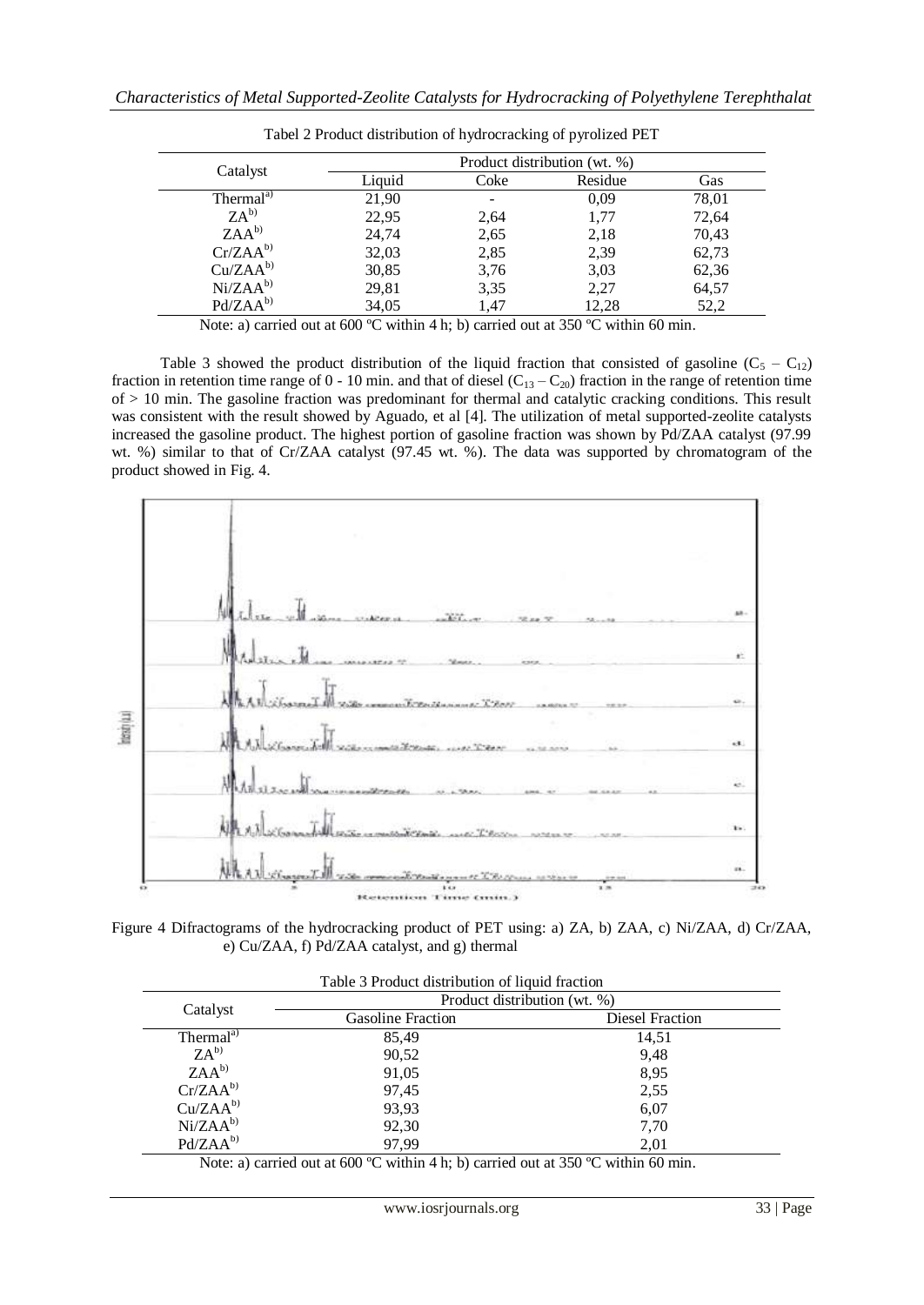Tabel 2 Product distribution of hydrocracking of pyrolized PET

| Catalyst | Product distribution (wt. %) | | | |
|---|---|---|---|---|
| | Liquid | Coke | Residue | Gas |
| Thermal[a)] | 21,90 | - | 0,09 | 78,01 |
| ZA[b)] | 22,95 | 2,64 | 1,77 | 72,64 |
| ZAA[b)] | 24,74 | 2,65 | 2,18 | 70,43 |
| Cr/ZAA[b)] | 32,03 | 2,85 | 2,39 | 62,73 |
| Cu/ZAA[b)] | 30,85 | 3,76 | 3,03 | 62,36 |
| Ni/ZAA[b)] | 29,81 | 3,35 | 2,27 | 64,57 |
| Pd/ZAA[b)] | 34,05 | 1,47 | 12,28 | 52,2 |

Note: a) carried out at 600 ºC within 4 h; b) carried out at 350 ºC within 60 min.

Table 3 showed the product distribution of the liquid fraction that consisted of gasoline ($C_5 - C_{12}$) fraction in retention time range of 0 - 10 min. and that of diesel ($C_{13} - C_{20}$) fraction in the range of retention time of > 10 min. The gasoline fraction was predominant for thermal and catalytic cracking conditions. This result was consistent with the result showed by Aguado, et al [4]. The utilization of metal supported-zeolite catalysts increased the gasoline product. The highest portion of gasoline fraction was shown by Pd/ZAA catalyst (97.99 wt. %) similar to that of Cr/ZAA catalyst (97.45 wt. %). The data was supported by chromatogram of the product showed in Fig. 4.

Figure 4 Difractograms of the hydrocracking product of PET using: a) ZA, b) ZAA, c) Ni/ZAA, d) Cr/ZAA, e) Cu/ZAA, f) Pd/ZAA catalyst, and g) thermal

Table 3 Product distribution of liquid fraction

| Catalyst | Product distribution (wt. %) | |
|---|---|---|
| | Gasoline Fraction | Diesel Fraction |
| Thermal[a)] | 85,49 | 14,51 |
| ZA[b)] | 90,52 | 9,48 |
| ZAA[b)] | 91,05 | 8,95 |
| Cr/ZAA[b)] | 97,45 | 2,55 |
| Cu/ZAA[b)] | 93,93 | 6,07 |
| Ni/ZAA[b)] | 92,30 | 7,70 |
| Pd/ZAA[b)] | 97,99 | 2,01 |

Note: a) carried out at 600 ºC within 4 h; b) carried out at 350 ºC within 60 min.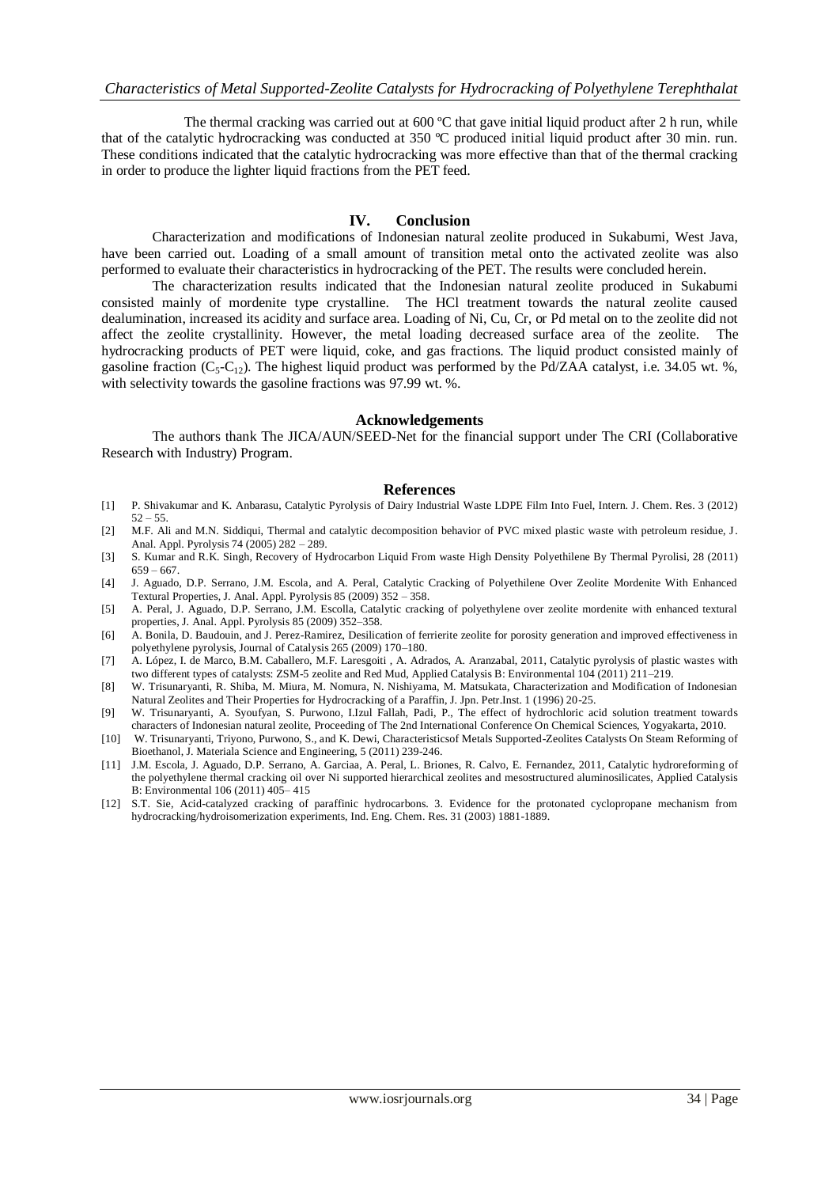The thermal cracking was carried out at 600 ºC that gave initial liquid product after 2 h run, while that of the catalytic hydrocracking was conducted at 350 ºC produced initial liquid product after 30 min. run. These conditions indicated that the catalytic hydrocracking was more effective than that of the thermal cracking in order to produce the lighter liquid fractions from the PET feed.

## IV. Conclusion

Characterization and modifications of Indonesian natural zeolite produced in Sukabumi, West Java, have been carried out. Loading of a small amount of transition metal onto the activated zeolite was also performed to evaluate their characteristics in hydrocracking of the PET. The results were concluded herein.

The characterization results indicated that the Indonesian natural zeolite produced in Sukabumi consisted mainly of mordenite type crystalline. The HCl treatment towards the natural zeolite caused dealumination, increased its acidity and surface area. Loading of Ni, Cu, Cr, or Pd metal on to the zeolite did not affect the zeolite crystallinity. However, the metal loading decreased surface area of the zeolite. The hydrocracking products of PET were liquid, coke, and gas fractions. The liquid product consisted mainly of gasoline fraction ($C_5$-$C_{12}$). The highest liquid product was performed by the Pd/ZAA catalyst, i.e. 34.05 wt. %, with selectivity towards the gasoline fractions was 97.99 wt. %.

## Acknowledgements

The authors thank The JICA/AUN/SEED-Net for the financial support under The CRI (Collaborative Research with Industry) Program.

## References

[1] P. Shivakumar and K. Anbarasu, Catalytic Pyrolysis of Dairy Industrial Waste LDPE Film Into Fuel, Intern. J. Chem. Res. 3 (2012) 52 – 55.

[2] M.F. Ali and M.N. Siddiqui, Thermal and catalytic decomposition behavior of PVC mixed plastic waste with petroleum residue, J. Anal. Appl. Pyrolysis 74 (2005) 282 – 289.

[3] S. Kumar and R.K. Singh, Recovery of Hydrocarbon Liquid From waste High Density Polyethilene By Thermal Pyrolisi, 28 (2011) 659 – 667.

[4] J. Aguado, D.P. Serrano, J.M. Escola, and A. Peral, Catalytic Cracking of Polyethilene Over Zeolite Mordenite With Enhanced Textural Properties, J. Anal. Appl. Pyrolysis 85 (2009) 352 – 358.

[5] A. Peral, J. Aguado, D.P. Serrano, J.M. Escolla, Catalytic cracking of polyethylene over zeolite mordenite with enhanced textural properties, J. Anal. Appl. Pyrolysis 85 (2009) 352–358.

[6] A. Bonila, D. Baudouin, and J. Perez-Ramirez, Desilication of ferrierite zeolite for porosity generation and improved effectiveness in polyethylene pyrolysis, Journal of Catalysis 265 (2009) 170–180.

[7] A. López, I. de Marco, B.M. Caballero, M.F. Laresgoiti , A. Adrados, A. Aranzabal, 2011, Catalytic pyrolysis of plastic wastes with two different types of catalysts: ZSM-5 zeolite and Red Mud, Applied Catalysis B: Environmental 104 (2011) 211–219.

[8] W. Trisunaryanti, R. Shiba, M. Miura, M. Nomura, N. Nishiyama, M. Matsukata, Characterization and Modification of Indonesian Natural Zeolites and Their Properties for Hydrocracking of a Paraffin, J. Jpn. Petr.Inst. 1 (1996) 20-25.

[9] W. Trisunaryanti, A. Syoufyan, S. Purwono, I.Izul Fallah, Padi, P., The effect of hydrochloric acid solution treatment towards characters of Indonesian natural zeolite, Proceeding of The 2nd International Conference On Chemical Sciences, Yogyakarta, 2010.

[10] W. Trisunaryanti, Triyono, Purwono, S., and K. Dewi, Characteristicsof Metals Supported-Zeolites Catalysts On Steam Reforming of Bioethanol, J. Materiala Science and Engineering, 5 (2011) 239-246.

[11] J.M. Escola, J. Aguado, D.P. Serrano, A. Garciaa, A. Peral, L. Briones, R. Calvo, E. Fernandez, 2011, Catalytic hydroreforming of the polyethylene thermal cracking oil over Ni supported hierarchical zeolites and mesostructured aluminosilicates, Applied Catalysis B: Environmental 106 (2011) 405– 415

[12] S.T. Sie, Acid-catalyzed cracking of paraffinic hydrocarbons. 3. Evidence for the protonated cyclopropane mechanism from hydrocracking/hydroisomerization experiments, Ind. Eng. Chem. Res. 31 (2003) 1881-1889.